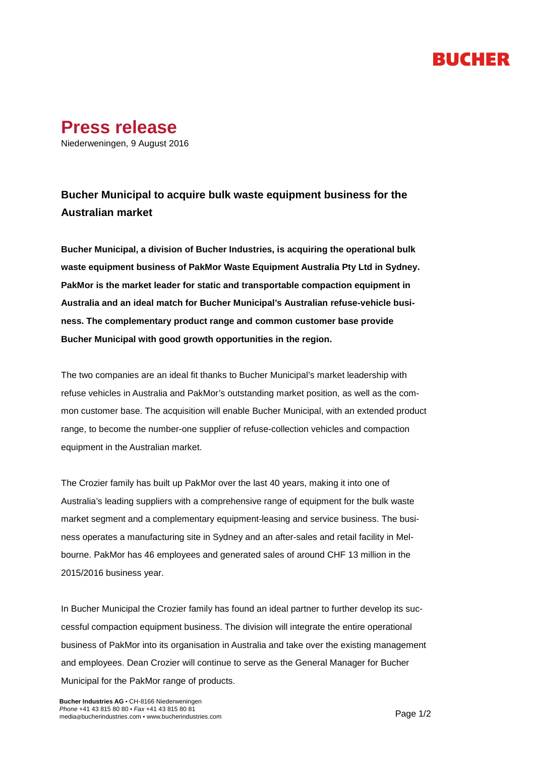# Press release

Niederweningen, 9 August 2016

## Bucher Municipal to acquire bulk waste equipment business for the Australian market

**Bucher Municipal, a division of Bucher Industries, is acquiring the operational bulk waste equipment business of PakMor Waste Equipment Australia Pty Ltd in Sydney. PakMor is the market leader for static and transportable compaction equipment in Australia and an ideal match for Bucher Municipal's Australian refuse-vehicle business. The complementary product range and common customer base provide Bucher Municipal with good growth opportunities in the region.**

The two companies are an ideal fit thanks to Bucher Municipal's market leadership with refuse vehicles in Australia and PakMor's outstanding market position, as well as the common customer base. The acquisition will enable Bucher Municipal, with an extended product range, to become the number-one supplier of refuse-collection vehicles and compaction equipment in the Australian market.

The Crozier family has built up PakMor over the last 40 years, making it into one of Australia's leading suppliers with a comprehensive range of equipment for the bulk waste market segment and a complementary equipment-leasing and service business. The business operates a manufacturing site in Sydney and an after-sales and retail facility in Melbourne. PakMor has 46 employees and generated sales of around CHF 13 million in the 2015/2016 business year.

In Bucher Municipal the Crozier family has found an ideal partner to further develop its successful compaction equipment business. The division will integrate the entire operational business of PakMor into its organisation in Australia and take over the existing management and employees. Dean Crozier will continue to serve as the General Manager for Bucher Municipal for the PakMor range of products.

**Bucher Industries AG** • CH-8166 Niederweningen
*Phone* +41 43 815 80 80 • *Fax* +41 43 815 80 81
media@bucherindustries.com • www.bucherindustries.com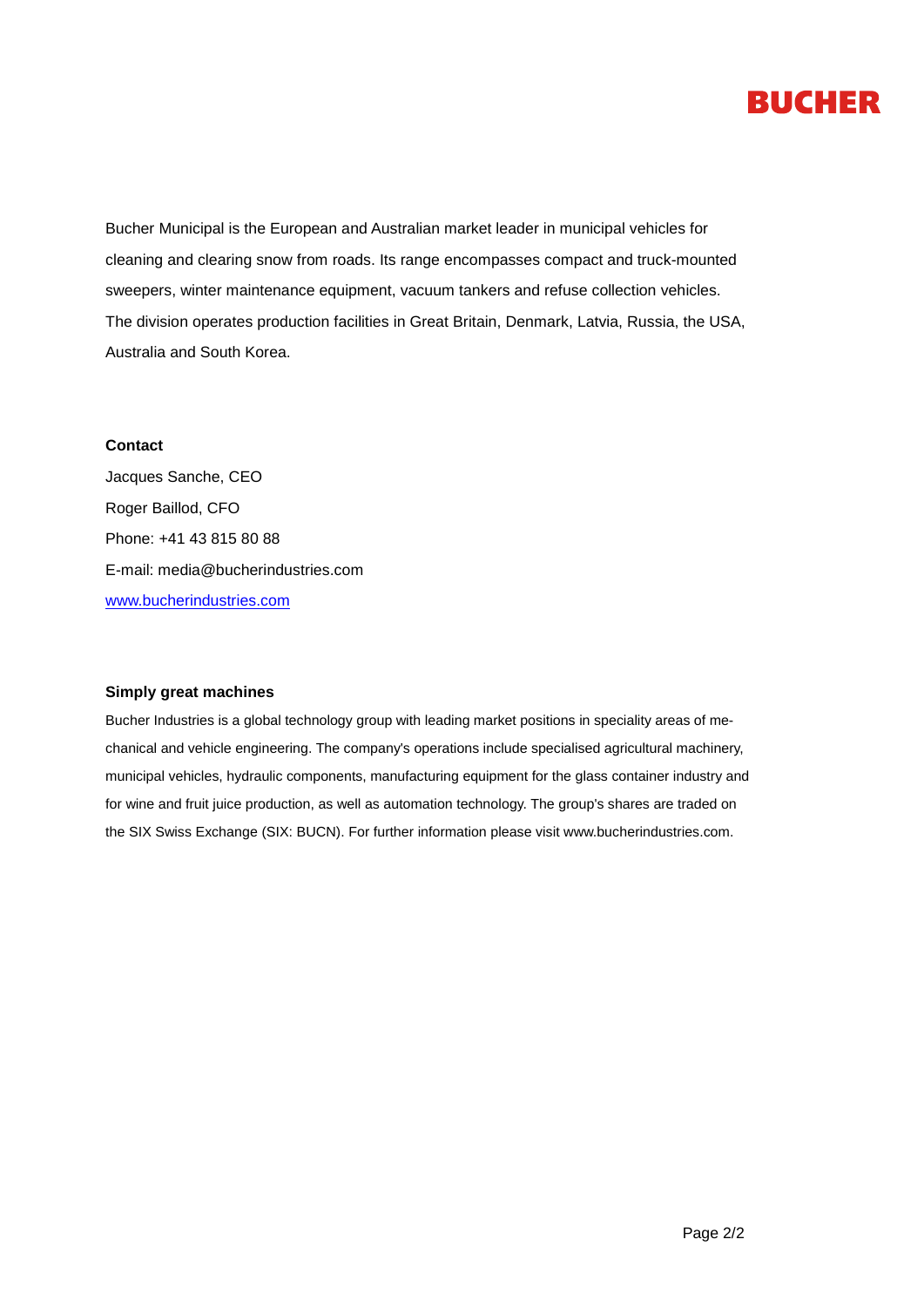Bucher Municipal is the European and Australian market leader in municipal vehicles for cleaning and clearing snow from roads. Its range encompasses compact and truck-mounted sweepers, winter maintenance equipment, vacuum tankers and refuse collection vehicles. The division operates production facilities in Great Britain, Denmark, Latvia, Russia, the USA, Australia and South Korea.

**Contact**

Jacques Sanche, CEO
Roger Baillod, CFO
Phone: +41 43 815 80 88
E-mail: media@bucherindustries.com
[www.bucherindustries.com](http://www.bucherindustries.com)

**Simply great machines**

Bucher Industries is a global technology group with leading market positions in speciality areas of mechanical and vehicle engineering. The company's operations include specialised agricultural machinery, municipal vehicles, hydraulic components, manufacturing equipment for the glass container industry and for wine and fruit juice production, as well as automation technology. The group's shares are traded on the SIX Swiss Exchange (SIX: BUCN). For further information please visit www.bucherindustries.com.